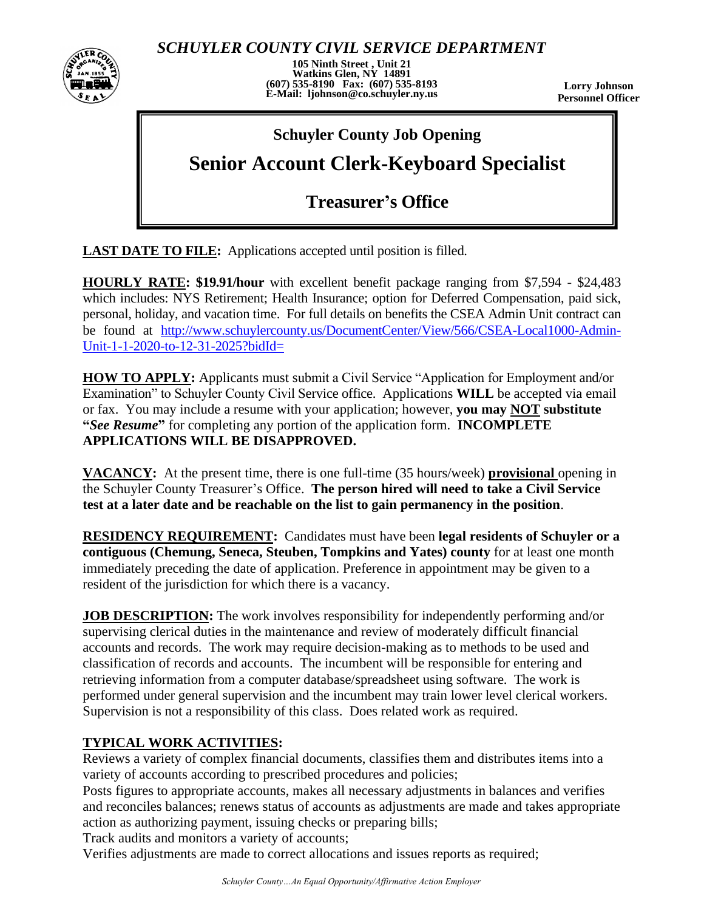# *SCHUYLER COUNTY CIVIL SERVICE DEPARTMENT*

**105 Ninth Street , Unit 21**
**Watkins Glen, NY 14891**
**(607) 535-8190 Fax: (607) 535-8193**
**E-Mail: ljohnson@co.schuyler.ny.us**

**Lorry Johnson**
**Personnel Officer**

## Schuyler County Job Opening

# Senior Account Clerk-Keyboard Specialist

## Treasurer's Office

**LAST DATE TO FILE:** Applications accepted until position is filled.

**HOURLY RATE: $19.91/hour** with excellent benefit package ranging from $7,594 - $24,483 which includes: NYS Retirement; Health Insurance; option for Deferred Compensation, paid sick, personal, holiday, and vacation time. For full details on benefits the CSEA Admin Unit contract can be found at [http://www.schuylercounty.us/DocumentCenter/View/566/CSEA-Local1000-Admin-Unit-1-1-2020-to-12-31-2025?bidId=](http://www.schuylercounty.us/DocumentCenter/View/566/CSEA-Local1000-Admin-Unit-1-1-2020-to-12-31-2025?bidId=)

**HOW TO APPLY:** Applicants must submit a Civil Service "Application for Employment and/or Examination" to Schuyler County Civil Service office. Applications **WILL** be accepted via email or fax. You may include a resume with your application; however, **you may NOT substitute "*See Resume*"** for completing any portion of the application form. **INCOMPLETE APPLICATIONS WILL BE DISAPPROVED.**

**VACANCY:** At the present time, there is one full-time (35 hours/week) **provisional** opening in the Schuyler County Treasurer's Office. **The person hired will need to take a Civil Service test at a later date and be reachable on the list to gain permanency in the position**.

**RESIDENCY REQUIREMENT:** Candidates must have been **legal residents of Schuyler or a contiguous (Chemung, Seneca, Steuben, Tompkins and Yates) county** for at least one month immediately preceding the date of application. Preference in appointment may be given to a resident of the jurisdiction for which there is a vacancy.

**JOB DESCRIPTION:** The work involves responsibility for independently performing and/or supervising clerical duties in the maintenance and review of moderately difficult financial accounts and records. The work may require decision-making as to methods to be used and classification of records and accounts. The incumbent will be responsible for entering and retrieving information from a computer database/spreadsheet using software. The work is performed under general supervision and the incumbent may train lower level clerical workers. Supervision is not a responsibility of this class. Does related work as required.

**TYPICAL WORK ACTIVITIES:**

Reviews a variety of complex financial documents, classifies them and distributes items into a variety of accounts according to prescribed procedures and policies;

Posts figures to appropriate accounts, makes all necessary adjustments in balances and verifies and reconciles balances; renews status of accounts as adjustments are made and takes appropriate action as authorizing payment, issuing checks or preparing bills;

Track audits and monitors a variety of accounts;

Verifies adjustments are made to correct allocations and issues reports as required;

*Schuyler County…An Equal Opportunity/Affirmative Action Employer*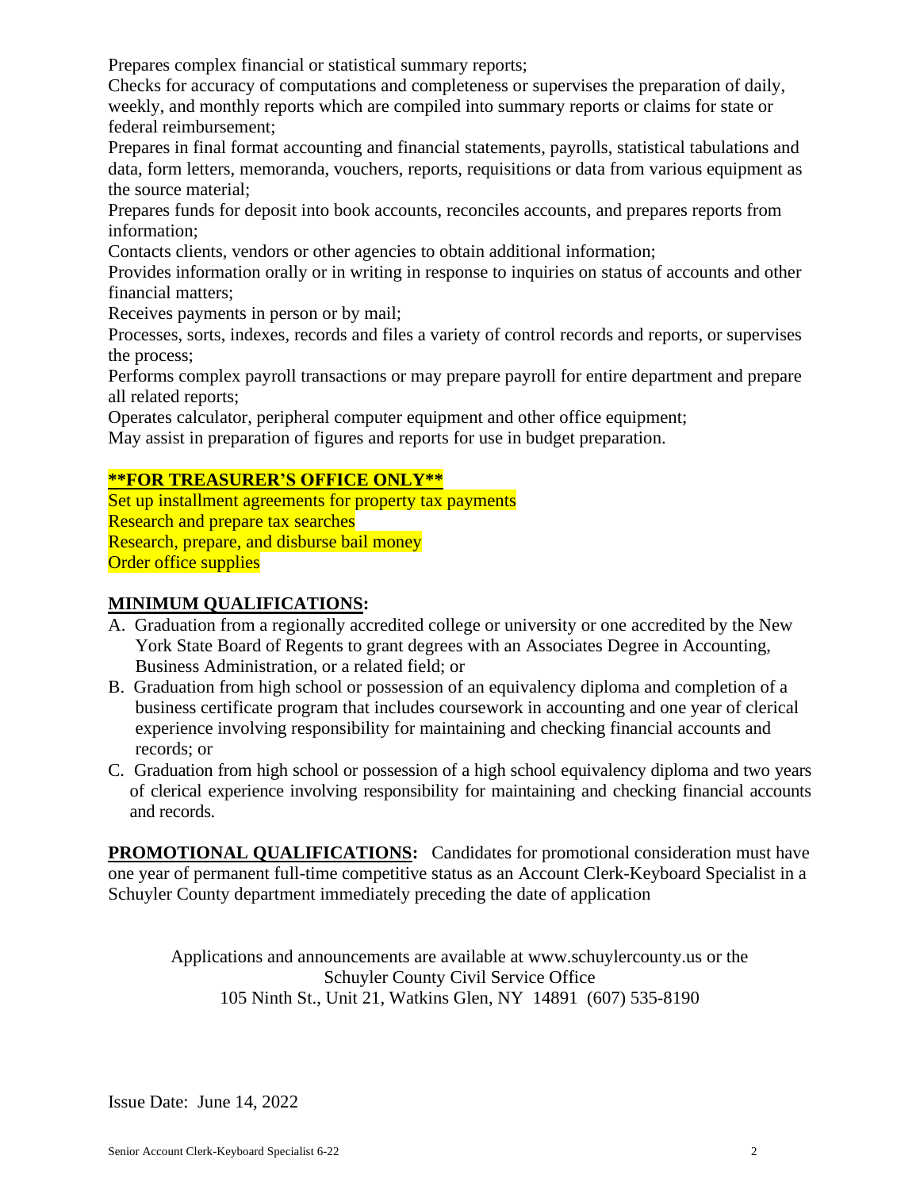Prepares complex financial or statistical summary reports;
Checks for accuracy of computations and completeness or supervises the preparation of daily, weekly, and monthly reports which are compiled into summary reports or claims for state or federal reimbursement;
Prepares in final format accounting and financial statements, payrolls, statistical tabulations and data, form letters, memoranda, vouchers, reports, requisitions or data from various equipment as the source material;
Prepares funds for deposit into book accounts, reconciles accounts, and prepares reports from information;
Contacts clients, vendors or other agencies to obtain additional information;
Provides information orally or in writing in response to inquiries on status of accounts and other financial matters;
Receives payments in person or by mail;
Processes, sorts, indexes, records and files a variety of control records and reports, or supervises the process;
Performs complex payroll transactions or may prepare payroll for entire department and prepare all related reports;
Operates calculator, peripheral computer equipment and other office equipment;
May assist in preparation of figures and reports for use in budget preparation.

**\*\*FOR TREASURER'S OFFICE ONLY\*\***

Set up installment agreements for property tax payments
Research and prepare tax searches
Research, prepare, and disburse bail money
Order office supplies

## MINIMUM QUALIFICATIONS:

A. Graduation from a regionally accredited college or university or one accredited by the New York State Board of Regents to grant degrees with an Associates Degree in Accounting, Business Administration, or a related field; or

B. Graduation from high school or possession of an equivalency diploma and completion of a business certificate program that includes coursework in accounting and one year of clerical experience involving responsibility for maintaining and checking financial accounts and records; or

C. Graduation from high school or possession of a high school equivalency diploma and two years of clerical experience involving responsibility for maintaining and checking financial accounts and records.

**PROMOTIONAL QUALIFICATIONS:** Candidates for promotional consideration must have one year of permanent full-time competitive status as an Account Clerk-Keyboard Specialist in a Schuyler County department immediately preceding the date of application

Applications and announcements are available at www.schuylercounty.us or the
Schuyler County Civil Service Office
105 Ninth St., Unit 21, Watkins Glen, NY 14891 (607) 535-8190

Issue Date: June 14, 2022